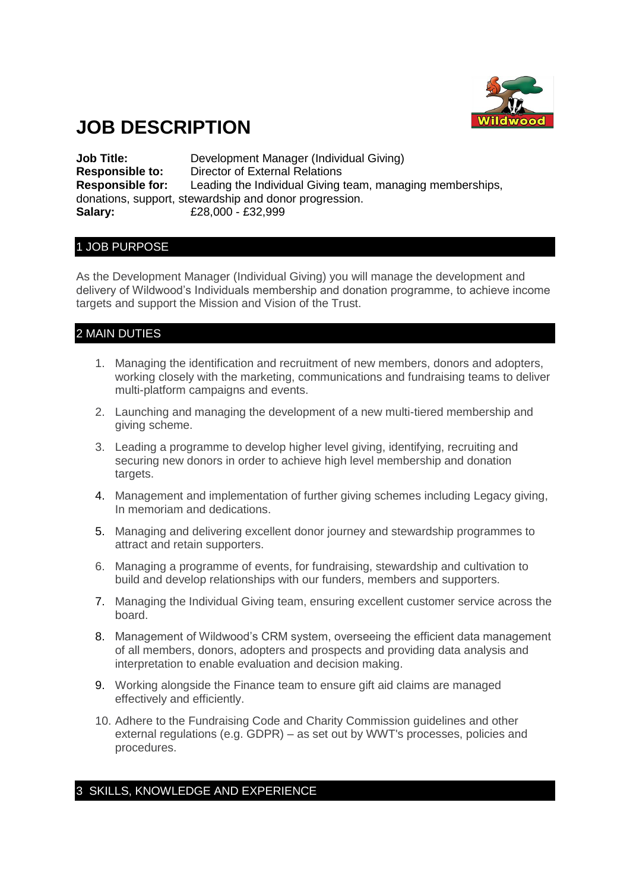# JOB DESCRIPTION

**Job Title:** Development Manager (Individual Giving)
**Responsible to:** Director of External Relations
**Responsible for:** Leading the Individual Giving team, managing memberships, donations, support, stewardship and donor progression.
**Salary:** £28,000 - £32,999

## 1 JOB PURPOSE

As the Development Manager (Individual Giving) you will manage the development and delivery of Wildwood's Individuals membership and donation programme, to achieve income targets and support the Mission and Vision of the Trust.

## 2 MAIN DUTIES

1. Managing the identification and recruitment of new members, donors and adopters, working closely with the marketing, communications and fundraising teams to deliver multi-platform campaigns and events.
2. Launching and managing the development of a new multi-tiered membership and giving scheme.
3. Leading a programme to develop higher level giving, identifying, recruiting and securing new donors in order to achieve high level membership and donation targets.
4. Management and implementation of further giving schemes including Legacy giving, In memoriam and dedications.
5. Managing and delivering excellent donor journey and stewardship programmes to attract and retain supporters.
6. Managing a programme of events, for fundraising, stewardship and cultivation to build and develop relationships with our funders, members and supporters.
7. Managing the Individual Giving team, ensuring excellent customer service across the board.
8. Management of Wildwood's CRM system, overseeing the efficient data management of all members, donors, adopters and prospects and providing data analysis and interpretation to enable evaluation and decision making.
9. Working alongside the Finance team to ensure gift aid claims are managed effectively and efficiently.
10. Adhere to the Fundraising Code and Charity Commission guidelines and other external regulations (e.g. GDPR) – as set out by WWT's processes, policies and procedures.

## 3 SKILLS, KNOWLEDGE AND EXPERIENCE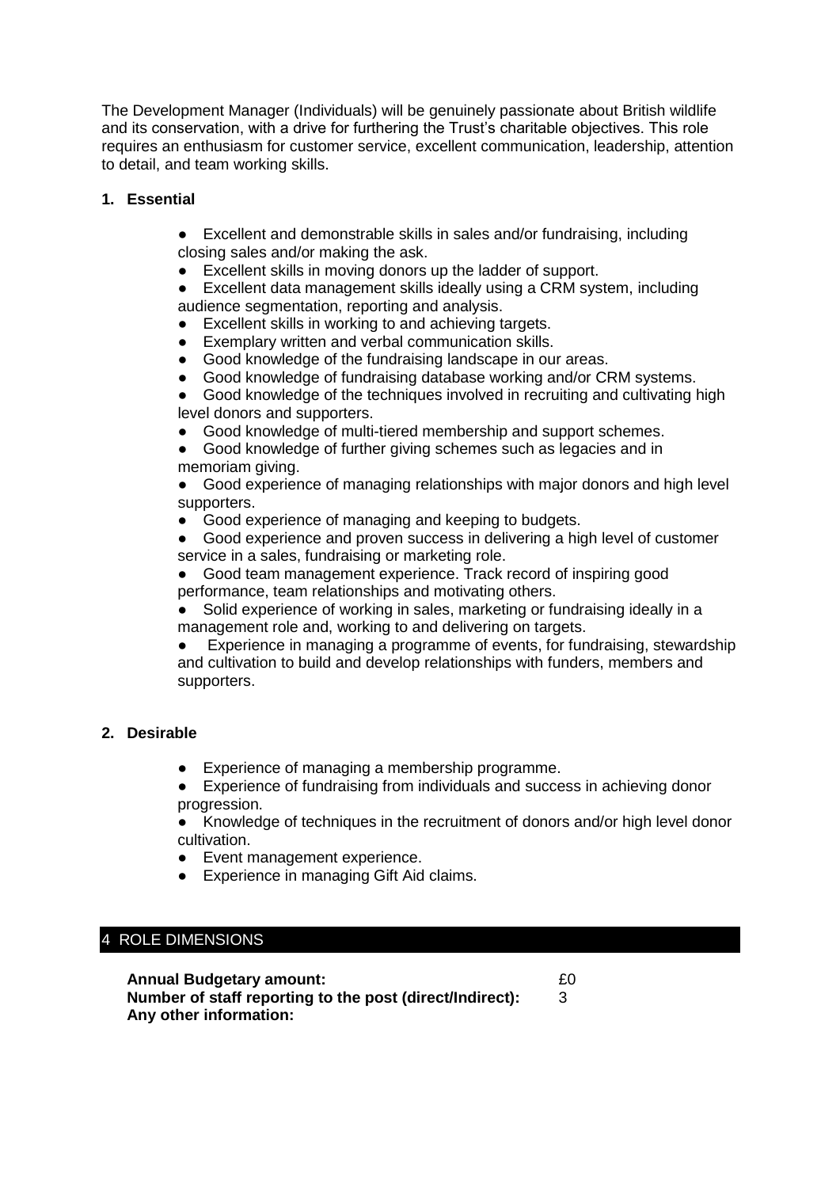The Development Manager (Individuals) will be genuinely passionate about British wildlife and its conservation, with a drive for furthering the Trust's charitable objectives. This role requires an enthusiasm for customer service, excellent communication, leadership, attention to detail, and team working skills.

**1. Essential**

- Excellent and demonstrable skills in sales and/or fundraising, including closing sales and/or making the ask.
- Excellent skills in moving donors up the ladder of support.
- Excellent data management skills ideally using a CRM system, including audience segmentation, reporting and analysis.
- Excellent skills in working to and achieving targets.
- Exemplary written and verbal communication skills.
- Good knowledge of the fundraising landscape in our areas.
- Good knowledge of fundraising database working and/or CRM systems.
- Good knowledge of the techniques involved in recruiting and cultivating high level donors and supporters.
- Good knowledge of multi-tiered membership and support schemes.
- Good knowledge of further giving schemes such as legacies and in memoriam giving.
- Good experience of managing relationships with major donors and high level supporters.
- Good experience of managing and keeping to budgets.
- Good experience and proven success in delivering a high level of customer service in a sales, fundraising or marketing role.
- Good team management experience. Track record of inspiring good performance, team relationships and motivating others.
- Solid experience of working in sales, marketing or fundraising ideally in a management role and, working to and delivering on targets.
- Experience in managing a programme of events, for fundraising, stewardship and cultivation to build and develop relationships with funders, members and supporters.

**2. Desirable**

- Experience of managing a membership programme.
- Experience of fundraising from individuals and success in achieving donor progression.
- Knowledge of techniques in the recruitment of donors and/or high level donor cultivation.
- Event management experience.
- Experience in managing Gift Aid claims.

## 4 ROLE DIMENSIONS

**Annual Budgetary amount:** £0
**Number of staff reporting to the post (direct/Indirect):** 3
**Any other information:**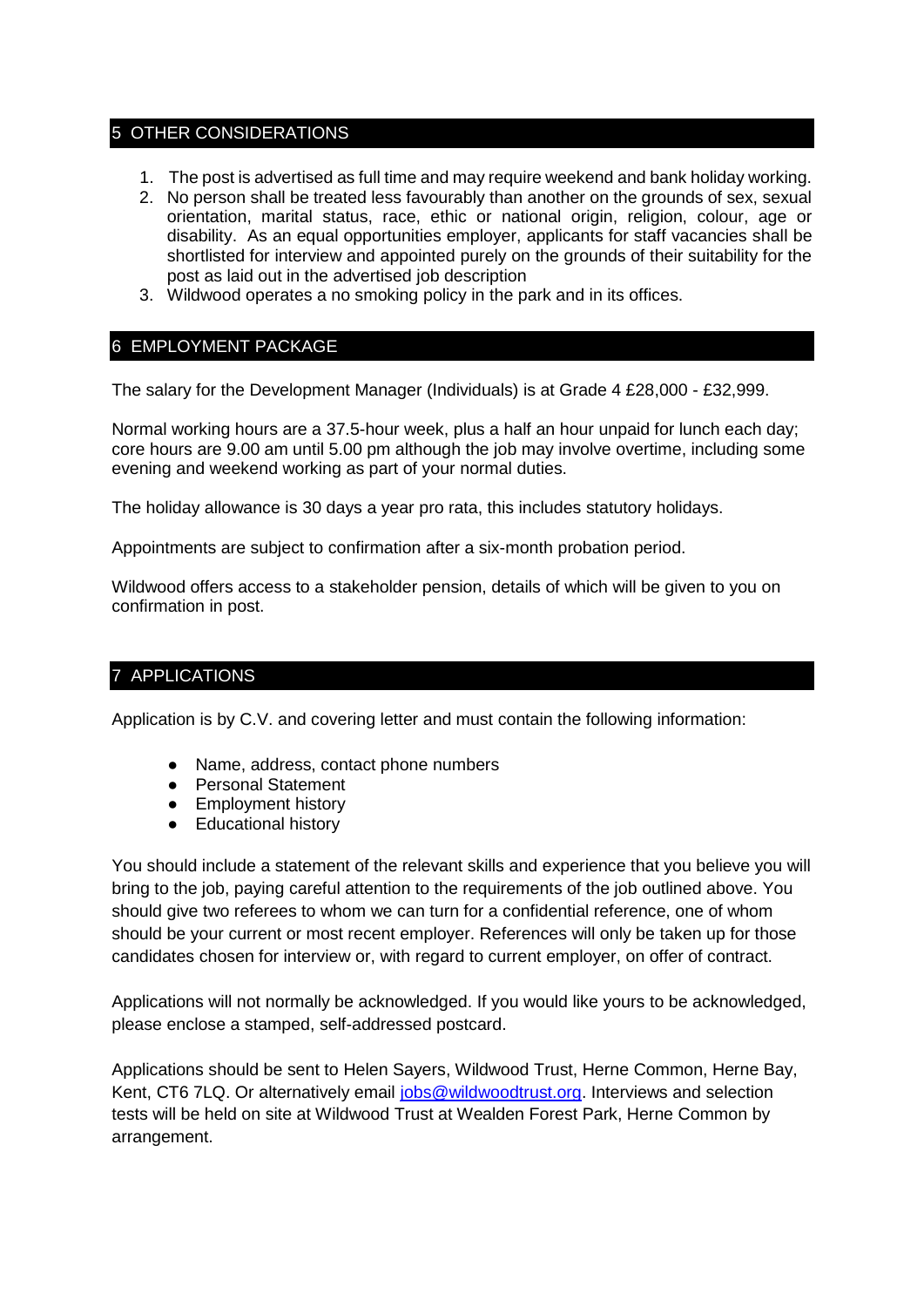## 5 OTHER CONSIDERATIONS

1. The post is advertised as full time and may require weekend and bank holiday working.
2. No person shall be treated less favourably than another on the grounds of sex, sexual orientation, marital status, race, ethic or national origin, religion, colour, age or disability. As an equal opportunities employer, applicants for staff vacancies shall be shortlisted for interview and appointed purely on the grounds of their suitability for the post as laid out in the advertised job description
3. Wildwood operates a no smoking policy in the park and in its offices.

## 6 EMPLOYMENT PACKAGE

The salary for the Development Manager (Individuals) is at Grade 4 £28,000 - £32,999.

Normal working hours are a 37.5-hour week, plus a half an hour unpaid for lunch each day; core hours are 9.00 am until 5.00 pm although the job may involve overtime, including some evening and weekend working as part of your normal duties.

The holiday allowance is 30 days a year pro rata, this includes statutory holidays.

Appointments are subject to confirmation after a six-month probation period.

Wildwood offers access to a stakeholder pension, details of which will be given to you on confirmation in post.

## 7 APPLICATIONS

Application is by C.V. and covering letter and must contain the following information:

- Name, address, contact phone numbers
- Personal Statement
- Employment history
- Educational history

You should include a statement of the relevant skills and experience that you believe you will bring to the job, paying careful attention to the requirements of the job outlined above. You should give two referees to whom we can turn for a confidential reference, one of whom should be your current or most recent employer. References will only be taken up for those candidates chosen for interview or, with regard to current employer, on offer of contract.

Applications will not normally be acknowledged. If you would like yours to be acknowledged, please enclose a stamped, self-addressed postcard.

Applications should be sent to Helen Sayers, Wildwood Trust, Herne Common, Herne Bay, Kent, CT6 7LQ. Or alternatively email jobs@wildwoodtrust.org. Interviews and selection tests will be held on site at Wildwood Trust at Wealden Forest Park, Herne Common by arrangement.